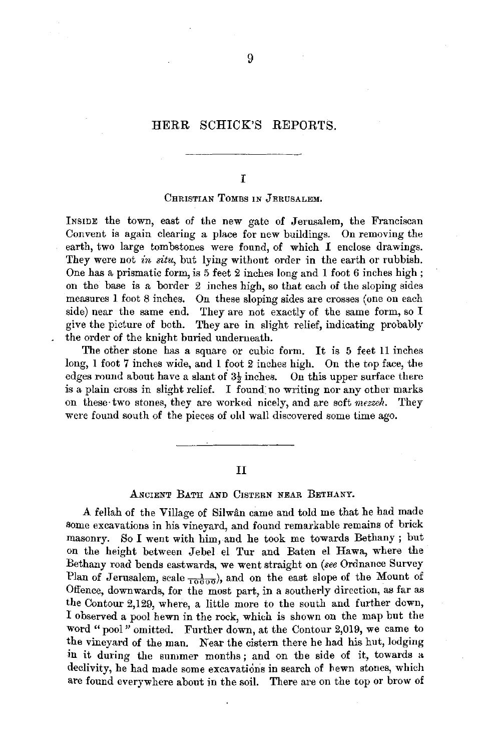# HERR SCHICK'S REPORTS.

## I

### CHRISTIAN TOMBS IN JERUSALEM.

INSIDE the town, east of the new gate of Jerusalem, the Franciscan Convent is again clearing a place for new buildings. On removing the earth, two large tombstones were found, of which I enclose drawings. They were not *in situ*, but lying without order in the earth or rubbish. One has a prismatic form, is 5 feet 2 inches long and 1 foot 6 inches high; on the base is a border 2 inches high, so that each of the sloping sides measures 1 foot 8 inches. On these sloping sides are crosses (one on each side) near the same end. They are not exactly of the same form, so I give the picture of both. They are in slight relief, indicating probably the order of the knight buried underneath.

The other stone has a square or cubic form. It is 5 feet 11 inches long, 1 foot 7 inches wide, and 1 foot 2 inches high. On the top face, the edges round about have a slant of $3\frac{1}{2}$ inches. On this upper surface there is a plain cross in slight relief. I found no writing nor any other marks on these two stones, they are worked nicely, and are soft *mezzeh*. They were found south of the pieces of old wall discovered some time ago.

## II

### ANCIENT BATH AND CISTERN NEAR BETHANY.

A fellah of the Village of Silwân came and told me that he had made some excavations in his vineyard, and found remarkable remains of brick masonry. So I went with him, and he took me towards Bethany; but on the height between Jebel el Tur and Baten el Hawa, where the Bethany road bends eastwards, we went straight on (*see* Ordnance Survey Plan of Jerusalem, scale $\frac{1}{10000}$), and on the east slope of the Mount of Offence, downwards, for the most part, in a southerly direction, as far as the Contour 2,129, where, a little more to the south and further down, I observed a pool hewn in the rock, which is shown on the map but the word "pool" omitted. Further down, at the Contour 2,019, we came to the vineyard of the man. Near the cistern there he had his hut, lodging in it during the summer months; and on the side of it, towards a declivity, he had made some excavations in search of hewn stones, which are found everywhere about in the soil. There are on the top or brow of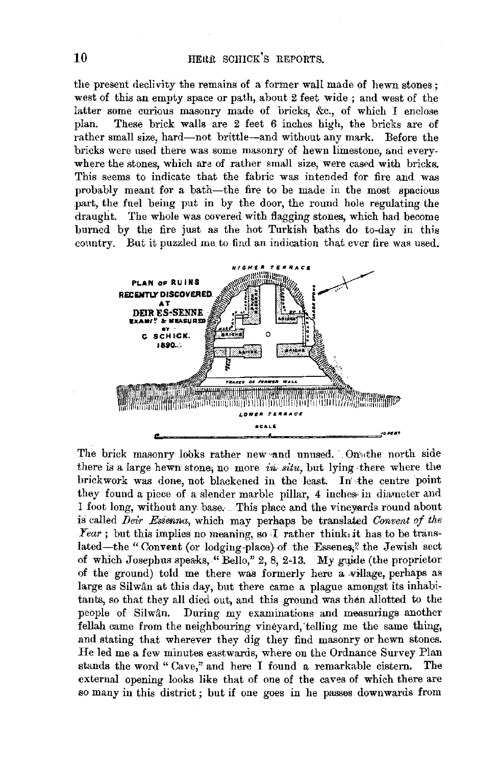the present declivity the remains of a former wall made of hewn stones; west of this an empty space or path, about 2 feet wide; and west of the latter some curious masonry made of bricks, &c., of which I enclose plan. These brick walls are 2 feet 6 inches high, the bricks are of rather small size, hard—not brittle—and without any mark. Before the bricks were used there was some masonry of hewn limestone, and everywhere the stones, which are of rather small size, were cased with bricks. This seems to indicate that the fabric was intended for fire and was probably meant for a bath—the fire to be made in the most spacious part, the fuel being put in by the door, the round hole regulating the draught. The whole was covered with flagging stones, which had become burned by the fire just as the hot Turkish baths do to-day in this country. But it puzzled me to find an indication that ever fire was used.

HIGHER TERRACE

PLAN OF RUINS RECENTLY DISCOVERED AT DEIR ES-SENNE EXAMD. & MEASURED BY C. SCHICK. 1890.

LARGE STONE

BRICKS

TRACES OF FORMER WALL

LOWER TERRACE

SCALE

10 FEET

The brick masonry looks rather new and unused. On the north side there is a large hewn stone, no more *in situ*, but lying there where the brickwork was done, not blackened in the least. In the centre point they found a piece of a slender marble pillar, 4 inches in diameter and 1 foot long, without any base. This place and the vineyards round about is called *Deir Essenna*, which may perhaps be translated *Convent of the Year*; but this implies no meaning, so I rather think it has to be translated—the "Convent (or lodging-place) of the Essenes," the Jewish sect of which Josephus speaks, "Bello," 2, 8, 2-13. My guide (the proprietor of the ground) told me there was formerly here a village, perhaps as large as Silwân at this day, but there came a plague amongst its inhabitants, so that they all died out, and this ground was then allotted to the people of Silwân. During my examinations and measurings another fellah came from the neighbouring vineyard, telling me the same thing, and stating that wherever they dig they find masonry or hewn stones. He led me a few minutes eastwards, where on the Ordnance Survey Plan stands the word "Cave," and here I found a remarkable cistern. The external opening looks like that of one of the caves of which there are so many in this district; but if one goes in he passes downwards from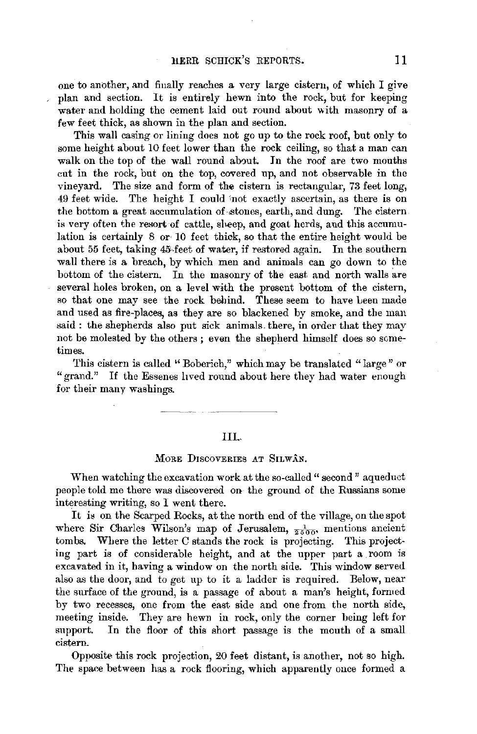one to another, and finally reaches a very large cistern, of which I give plan and section. It is entirely hewn into the rock, but for keeping water and holding the cement laid out round about with masonry of a few feet thick, as shown in the plan and section.

This wall casing or lining does not go up to the rock roof, but only to some height about 10 feet lower than the rock ceiling, so that a man can walk on the top of the wall round about. In the roof are two mouths cut in the rock, but on the top, covered up, and not observable in the vineyard. The size and form of the cistern is rectangular, 73 feet long, 49 feet wide. The height I could not exactly ascertain, as there is on the bottom a great accumulation of stones, earth, and dung. The cistern is very often the resort of cattle, sheep, and goat herds, and this accumulation is certainly 8 or 10 feet thick, so that the entire height would be about 55 feet, taking 45 feet of water, if restored again. In the southern wall there is a breach, by which men and animals can go down to the bottom of the cistern. In the masonry of the east and north walls are several holes broken, on a level with the present bottom of the cistern, so that one may see the rock behind. These seem to have been made and used as fire-places, as they are so blackened by smoke, and the man said: the shepherds also put sick animals there, in order that they may not be molested by the others; even the shepherd himself does so sometimes.

This cistern is called "Boberich," which may be translated "large" or "grand." If the Essenes lived round about here they had water enough for their many washings.

---

## III.

### More Discoveries at Silwân.

When watching the excavation work at the so-called "second" aqueduct people told me there was discovered on the ground of the Russians some interesting writing, so I went there.

It is on the Scarped Rocks, at the north end of the village, on the spot where Sir Charles Wilson's map of Jerusalem, $\frac{1}{2500}$, mentions ancient tombs. Where the letter C stands the rock is projecting. This projecting part is of considerable height, and at the upper part a room is excavated in it, having a window on the north side. This window served also as the door, and to get up to it a ladder is required. Below, near the surface of the ground, is a passage of about a man's height, formed by two recesses, one from the east side and one from the north side, meeting inside. They are hewn in rock, only the corner being left for support. In the floor of this short passage is the mouth of a small cistern.

Opposite this rock projection, 20 feet distant, is another, not so high. The space between has a rock flooring, which apparently once formed a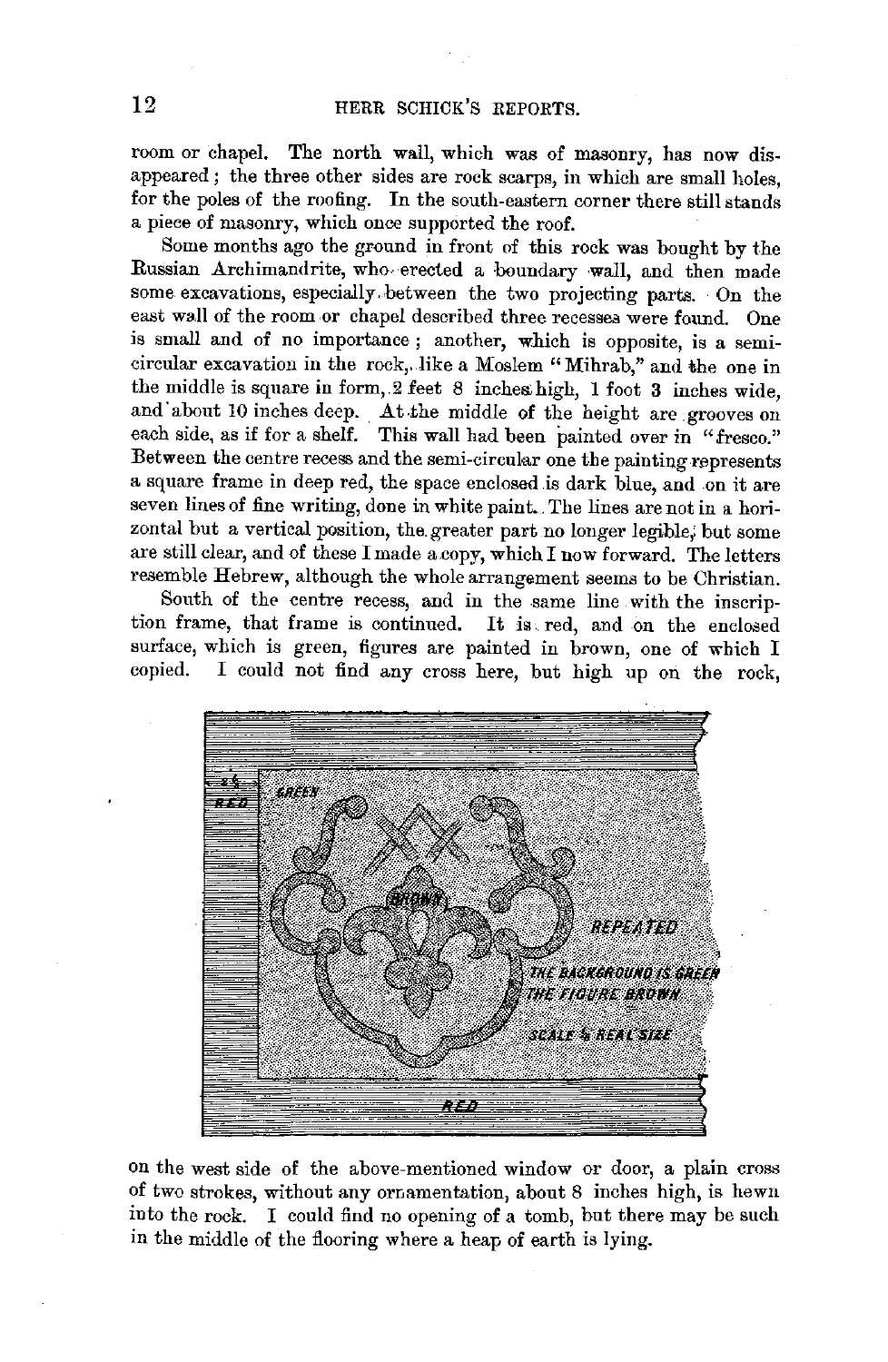room or chapel. The north wall, which was of masonry, has now disappeared; the three other sides are rock scarps, in which are small holes, for the poles of the roofing. In the south-eastern corner there still stands a piece of masonry, which once supported the roof.

Some months ago the ground in front of this rock was bought by the Russian Archimandrite, who erected a boundary wall, and then made some excavations, especially between the two projecting parts. On the east wall of the room or chapel described three recesses were found. One is small and of no importance; another, which is opposite, is a semi-circular excavation in the rock, like a Moslem "Mihrab," and the one in the middle is square in form, 2 feet 8 inches high, 1 foot 3 inches wide, and about 10 inches deep. At the middle of the height are grooves on each side, as if for a shelf. This wall had been painted over in "fresco." Between the centre recess and the semi-circular one the painting represents a square frame in deep red, the space enclosed is dark blue, and on it are seven lines of fine writing, done in white paint. The lines are not in a horizontal but a vertical position, the greater part no longer legible, but some are still clear, and of these I made a copy, which I now forward. The letters resemble Hebrew, although the whole arrangement seems to be Christian.

South of the centre recess, and in the same line with the inscription frame, that frame is continued. It is red, and on the enclosed surface, which is green, figures are painted in brown, one of which I copied. I could not find any cross here, but high up on the rock,

RED
GREEN
BROWN
REPEATED
THE BACKGROUND IS GREEN
THE FIGURE BROWN
SCALE ¼ REAL SIZE
RED

on the west side of the above-mentioned window or door, a plain cross of two strokes, without any ornamentation, about 8 inches high, is hewn into the rock. I could find no opening of a tomb, but there may be such in the middle of the flooring where a heap of earth is lying.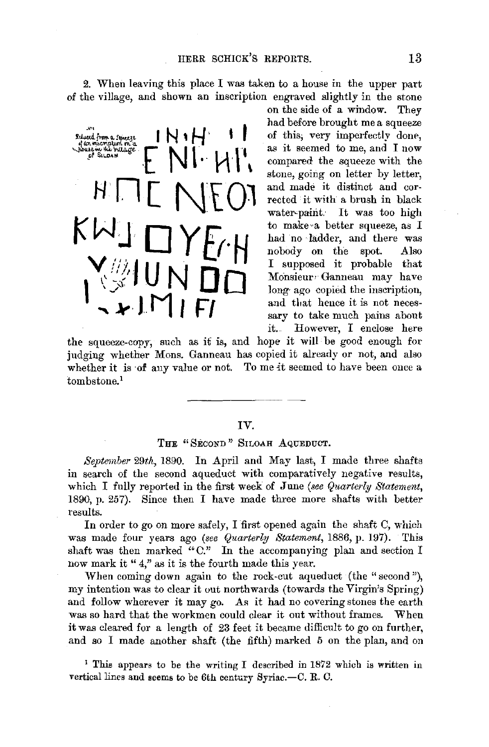2. When leaving this place I was taken to a house in the upper part of the village, and shown an inscription engraved slightly in the stone on the side of a window. They had before brought me a squeeze of this, very imperfectly done, as it seemed to me, and I now compared the squeeze with the stone, going on letter by letter, and made it distinct and corrected it with a brush in black water-paint. It was too high to make a better squeeze, as I had no ladder, and there was nobody on the spot. Also I supposed it probable that Monsieur Ganneau may have long ago copied the inscription, and that hence it is not necessary to take much pains about it. However, I enclose here the squeeze-copy, such as it is, and hope it will be good enough for judging whether Mons. Ganneau has copied it already or not, and also whether it is of any value or not. To me it seemed to have been once a tombstone.[1]

Reduced from a squeeze of an inscription in a house in the village of Siloam

---

## IV.

### THE "SECOND" SILOAH AQUEDUCT.

*September 29th*, 1890. In April and May last, I made three shafts in search of the second aqueduct with comparatively negative results, which I fully reported in the first week of June (*see Quarterly Statement*, 1890, p. 257). Since then I have made three more shafts with better results.

In order to go on more safely, I first opened again the shaft C, which was made four years ago (*see Quarterly Statement*, 1886, p. 197). This shaft was then marked "C." In the accompanying plan and section I now mark it "4," as it is the fourth made this year.

When coming down again to the rock-cut aqueduct (the "second"), my intention was to clear it out northwards (towards the Virgin's Spring) and follow wherever it may go. As it had no covering stones the earth was so hard that the workmen could clear it out without frames. When it was cleared for a length of 23 feet it became difficult to go on further, and so I made another shaft (the fifth) marked 5 on the plan, and on

[1] This appears to be the writing I described in 1872 which is written in vertical lines and seems to be 6th century Syriac.—C. R. C.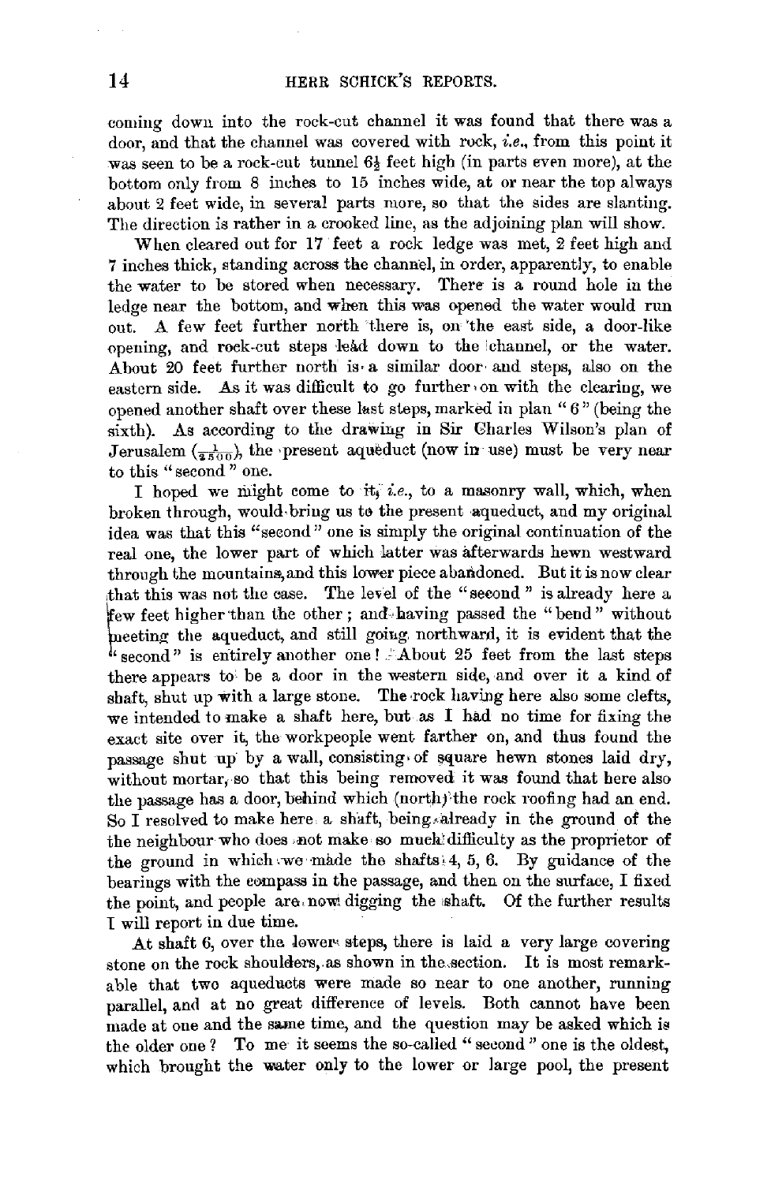coming down into the rock-cut channel it was found that there was a door, and that the channel was covered with rock, *i.e.*, from this point it was seen to be a rock-cut tunnel 6½ feet high (in parts even more), at the bottom only from 8 inches to 15 inches wide, at or near the top always about 2 feet wide, in several parts more, so that the sides are slanting. The direction is rather in a crooked line, as the adjoining plan will show.

When cleared out for 17 feet a rock ledge was met, 2 feet high and 7 inches thick, standing across the channel, in order, apparently, to enable the water to be stored when necessary. There is a round hole in the ledge near the bottom, and when this was opened the water would run out. A few feet further north there is, on the east side, a door-like opening, and rock-cut steps lead down to the channel, or the water. About 20 feet further north is a similar door and steps, also on the eastern side. As it was difficult to go further on with the clearing, we opened another shaft over these last steps, marked in plan "6" (being the sixth). As according to the drawing in Sir Charles Wilson's plan of Jerusalem ($\frac{1}{2500}$), the present aqueduct (now in use) must be very near to this "second" one.

I hoped we might come to it, *i.e.*, to a masonry wall, which, when broken through, would bring us to the present aqueduct, and my original idea was that this "second" one is simply the original continuation of the real one, the lower part of which latter was afterwards hewn westward through the mountains, and this lower piece abandoned. But it is now clear that this was not the case. The level of the "second" is already here a few feet higher than the other; and having passed the "bend" without meeting the aqueduct, and still going northward, it is evident that the "second" is entirely another one! About 25 feet from the last steps there appears to be a door in the western side, and over it a kind of shaft, shut up with a large stone. The rock having here also some clefts, we intended to make a shaft here, but as I had no time for fixing the exact site over it, the workpeople went farther on, and thus found the passage shut up by a wall, consisting of square hewn stones laid dry, without mortar, so that this being removed it was found that here also the passage has a door, behind which (north) the rock roofing had an end. So I resolved to make here a shaft, being already in the ground of the the neighbour who does not make so much difficulty as the proprietor of the ground in which we made the shafts 4, 5, 6. By guidance of the bearings with the compass in the passage, and then on the surface, I fixed the point, and people are now digging the shaft. Of the further results I will report in due time.

At shaft 6, over the lower steps, there is laid a very large covering stone on the rock shoulders, as shown in the section. It is most remarkable that two aqueducts were made so near to one another, running parallel, and at no great difference of levels. Both cannot have been made at one and the same time, and the question may be asked which is the older one? To me it seems the so-called "second" one is the oldest, which brought the water only to the lower or large pool, the present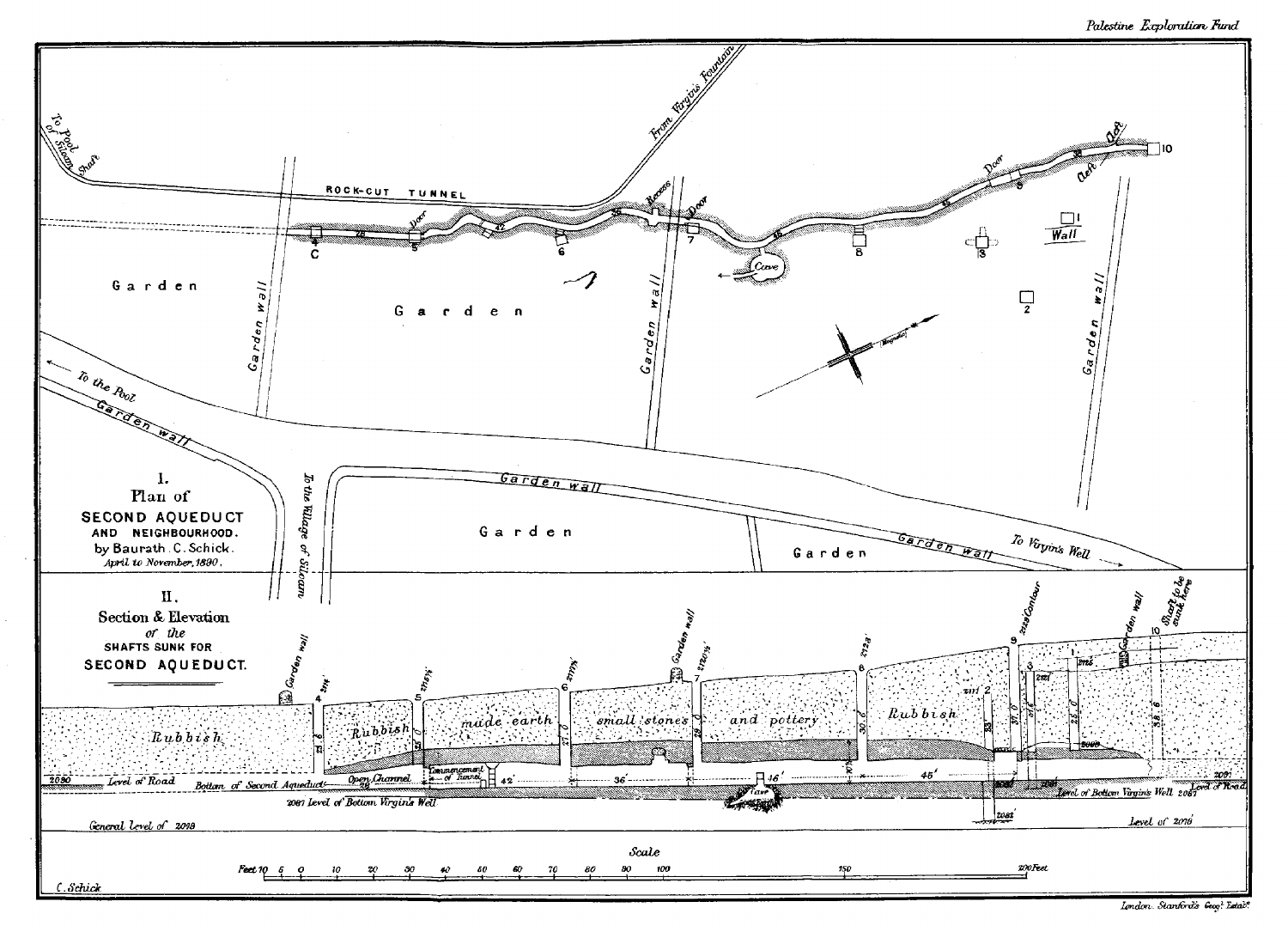I.
Plan of
SECOND AQUEDUCT
AND NEIGHBOURHOOD.
by Baurath C. Schick.
*April to November, 1890.*

II.
Section & Elevation
*of the*
SHAFTS SUNK FOR
SECOND AQUEDUCT.

To Pool of Siloam Shaft

ROCK-CUT TUNNEL

From Virgin's Fountain

Recess

Door

Cave

Cleft

Wall

Garden

Garden wall

To the Pool

To the Village of Siloam

To Virgin's Well

Rubbish

made earth small stones and pottery

Level of Road

Bottom of Second Aqueduct

Open Channel

Commencement of Tunnel

2087 Level of Bottom Virgin's Well

General Level of 2078

Level of Bottom Virgin's Well 2087

Level of Road

Level of 2076

Shaft to be sunk here

Scale

Feet 10 5 0 10 20 30 40 50 60 70 80 90 100 150 200 Feet

C. Schick

London: Stanford's Geog. Estab.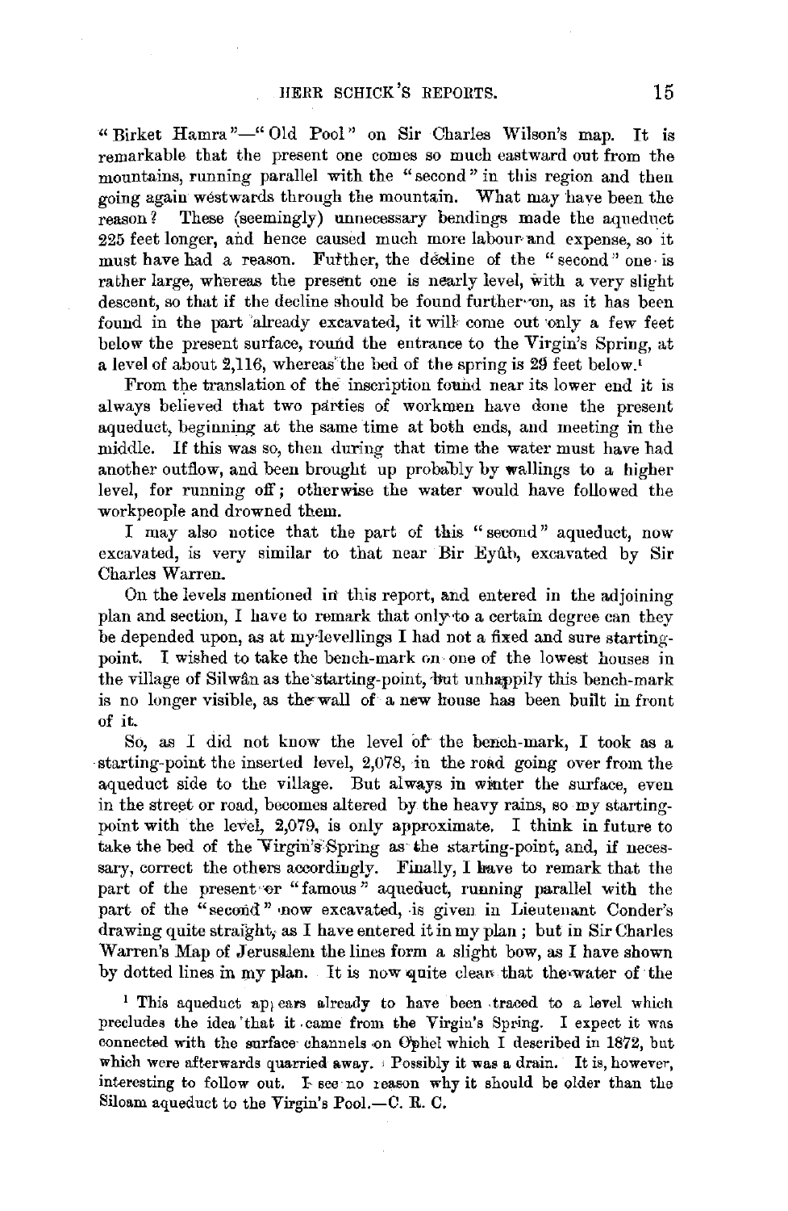"Birket Hamra"—"Old Pool" on Sir Charles Wilson's map. It is remarkable that the present one comes so much eastward out from the mountains, running parallel with the "second" in this region and then going again westwards through the mountain. What may have been the reason? These (seemingly) unnecessary bendings made the aqueduct 225 feet longer, and hence caused much more labour and expense, so it must have had a reason. Further, the decline of the "second" one is rather large, whereas the present one is nearly level, with a very slight descent, so that if the decline should be found further on, as it has been found in the part already excavated, it will come out only a few feet below the present surface, round the entrance to the Virgin's Spring, at a level of about 2,116, whereas the bed of the spring is 29 feet below.[1]

From the translation of the inscription found near its lower end it is always believed that two parties of workmen have done the present aqueduct, beginning at the same time at both ends, and meeting in the middle. If this was so, then during that time the water must have had another outflow, and been brought up probably by wallings to a higher level, for running off; otherwise the water would have followed the workpeople and drowned them.

I may also notice that the part of this "second" aqueduct, now excavated, is very similar to that near Bir Eyûb, excavated by Sir Charles Warren.

On the levels mentioned in this report, and entered in the adjoining plan and section, I have to remark that only to a certain degree can they be depended upon, as at my levellings I had not a fixed and sure starting-point. I wished to take the bench-mark on one of the lowest houses in the village of Silwân as the starting-point, but unhappily this bench-mark is no longer visible, as the wall of a new house has been built in front of it.

So, as I did not know the level of the bench-mark, I took as a starting-point the inserted level, 2,078, in the road going over from the aqueduct side to the village. But always in winter the surface, even in the street or road, becomes altered by the heavy rains, so my starting-point with the level, 2,079, is only approximate. I think in future to take the bed of the Virgin's Spring as the starting-point, and, if necessary, correct the others accordingly. Finally, I have to remark that the part of the present or "famous" aqueduct, running parallel with the part of the "second" now excavated, is given in Lieutenant Conder's drawing quite straight, as I have entered it in my plan; but in Sir Charles Warren's Map of Jerusalem the lines form a slight bow, as I have shown by dotted lines in my plan. It is now quite clear that the water of the

[1] This aqueduct appears already to have been traced to a level which precludes the idea that it came from the Virgin's Spring. I expect it was connected with the surface channels on Ophel which I described in 1872, but which were afterwards quarried away. Possibly it was a drain. It is, however, interesting to follow out. I see no reason why it should be older than the Siloam aqueduct to the Virgin's Pool.—C. R. C.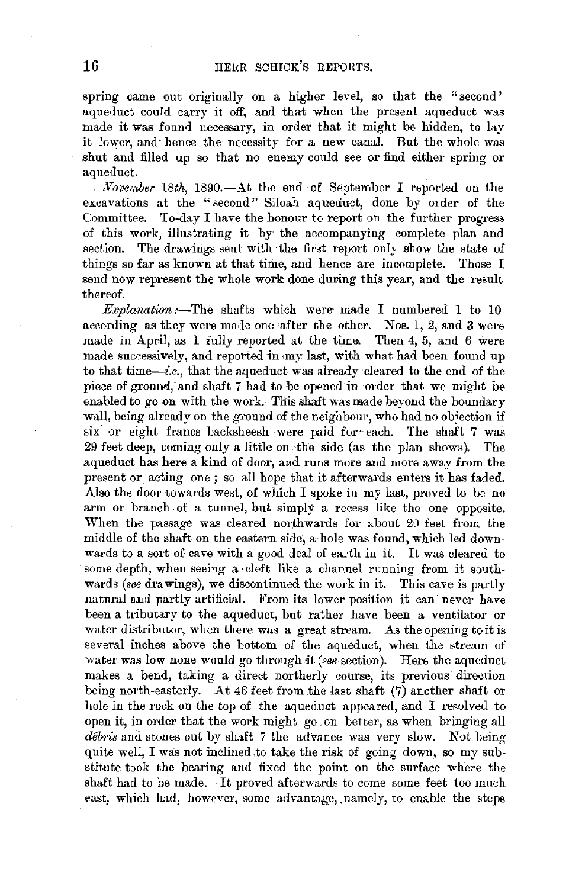spring came out originally on a higher level, so that the "second' aqueduct could carry it off, and that when the present aqueduct was made it was found necessary, in order that it might be hidden, to lay it lower, and hence the necessity for a new canal. But the whole was shut and filled up so that no enemy could see or find either spring or aqueduct.

*November 18th*, 1890.—At the end of September I reported on the excavations at the "second" Siloah aqueduct, done by order of the Committee. To-day I have the honour to report on the further progress of this work, illustrating it by the accompanying complete plan and section. The drawings sent with the first report only show the state of things so far as known at that time, and hence are incomplete. Those I send now represent the whole work done during this year, and the result thereof.

*Explanation*:—The shafts which were made I numbered 1 to 10 according as they were made one after the other. Nos. 1, 2, and 3 were made in April, as I fully reported at the time. Then 4, 5, and 6 were made successively, and reported in my last, with what had been found up to that time—*i.e.*, that the aqueduct was already cleared to the end of the piece of ground, and shaft 7 had to be opened in order that we might be enabled to go on with the work. This shaft was made beyond the boundary wall, being already on the ground of the neighbour, who had no objection if six or eight francs backsheesh were paid for each. The shaft 7 was 29 feet deep, coming only a little on the side (as the plan shows). The aqueduct has here a kind of door, and runs more and more away from the present or acting one; so all hope that it afterwards enters it has faded. Also the door towards west, of which I spoke in my last, proved to be no arm or branch of a tunnel, but simply a recess like the one opposite. When the passage was cleared northwards for about 20 feet from the middle of the shaft on the eastern side, a hole was found, which led downwards to a sort of cave with a good deal of earth in it. It was cleared to some depth, when seeing a cleft like a channel running from it southwards (*see* drawings), we discontinued the work in it. This cave is partly natural and partly artificial. From its lower position it can never have been a tributary to the aqueduct, but rather have been a ventilator or water distributor, when there was a great stream. As the opening to it is several inches above the bottom of the aqueduct, when the stream of water was low none would go through it (*see* section). Here the aqueduct makes a bend, taking a direct northerly course, its previous direction being north-easterly. At 46 feet from the last shaft (7) another shaft or hole in the rock on the top of the aqueduct appeared, and I resolved to open it, in order that the work might go on better, as when bringing all *débris* and stones out by shaft 7 the advance was very slow. Not being quite well, I was not inclined to take the risk of going down, so my substitute took the bearing and fixed the point on the surface where the shaft had to be made. It proved afterwards to come some feet too much east, which had, however, some advantage, namely, to enable the steps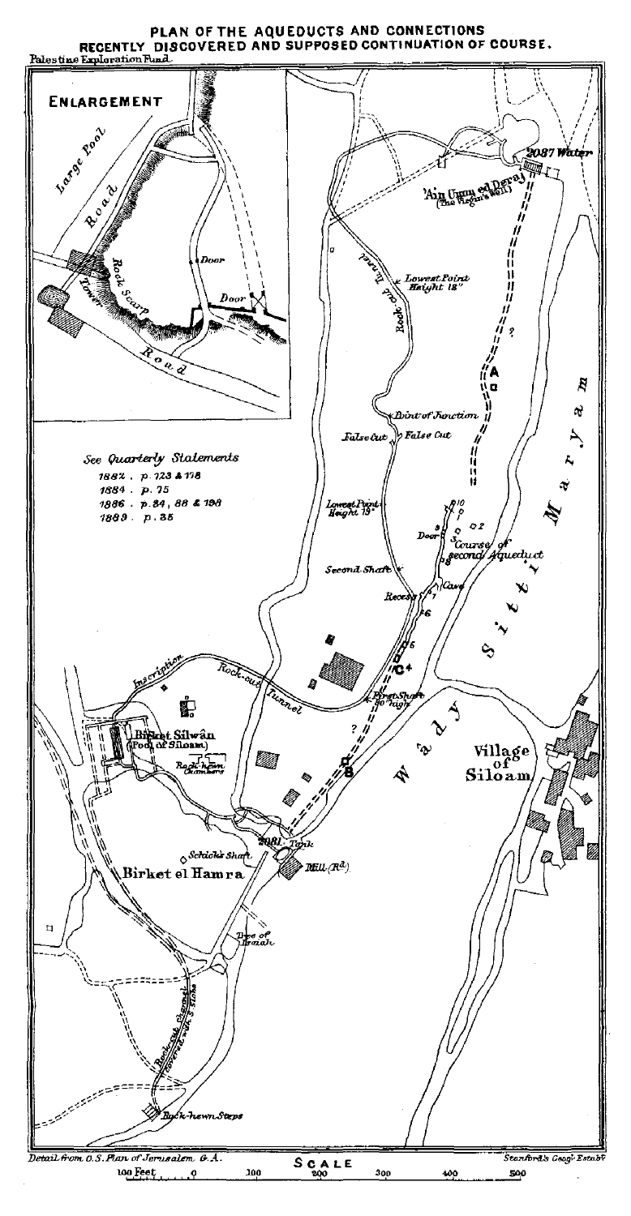# PLAN OF THE AQUEDUCTS AND CONNECTIONS RECENTLY DISCOVERED AND SUPPOSED CONTINUATION OF COURSE.

Palestine Exploration Fund.

ENLARGEMENT

Large Pool
Road
Rock Scarp
Tower
Door
Door
Road

2087 Water
'Ain Umm ed Deraj (The Virgin's Well)
Lowest Point Height 18"
Rock-cut Tunnel
A
Point of Junction
False Cut
False Cut
Wâdy Sitti Maryam
Lowest Point Height 19"
Door
Course of second Aqueduct
Second Shaft
Cave
Recess
C
First Shaft 80" high
Inscription
Rock-cut Tunnel
B
Birket Silwân (Pool of Siloam)
Rock-hewn Chambers
Village of Siloam
2081 Tank
Schick's Shaft
Mill (Rd.)
Birket el Hamra
Tree of Isaiah
Rock-cut Channel covered with Stone
Rock-hewn Steps

*See Quarterly Statements*
*1882. p. 123 & 178*
*1884. p. 75*
*1886. p. 34, 88 & 198*
*1889. p. 35*

Detail from O.S. Plan of Jerusalem. G. A.

SCALE
100 Feet 0 100 200 300 400 500

Stanford's Geog. Estabt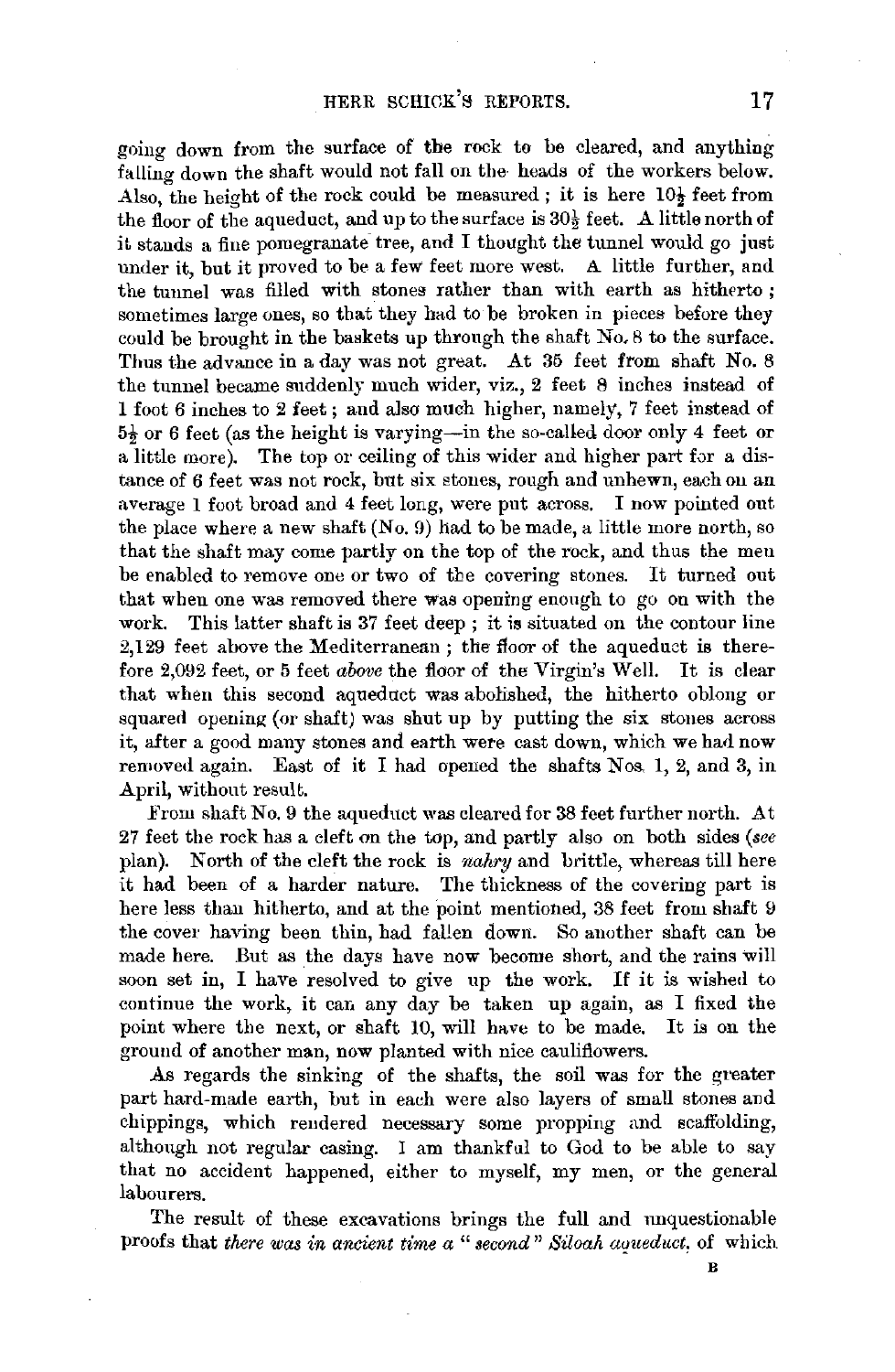going down from the surface of the rock to be cleared, and anything falling down the shaft would not fall on the heads of the workers below. Also, the height of the rock could be measured; it is here 10½ feet from the floor of the aqueduct, and up to the surface is 30½ feet. A little north of it stands a fine pomegranate tree, and I thought the tunnel would go just under it, but it proved to be a few feet more west. A little further, and the tunnel was filled with stones rather than with earth as hitherto; sometimes large ones, so that they had to be broken in pieces before they could be brought in the baskets up through the shaft No. 8 to the surface. Thus the advance in a day was not great. At 35 feet from shaft No. 8 the tunnel became suddenly much wider, viz., 2 feet 8 inches instead of 1 foot 6 inches to 2 feet; and also much higher, namely, 7 feet instead of 5½ or 6 feet (as the height is varying—in the so-called door only 4 feet or a little more). The top or ceiling of this wider and higher part for a distance of 6 feet was not rock, but six stones, rough and unhewn, each on an average 1 foot broad and 4 feet long, were put across. I now pointed out the place where a new shaft (No. 9) had to be made, a little more north, so that the shaft may come partly on the top of the rock, and thus the men be enabled to remove one or two of the covering stones. It turned out that when one was removed there was opening enough to go on with the work. This latter shaft is 37 feet deep; it is situated on the contour line 2,129 feet above the Mediterranean; the floor of the aqueduct is therefore 2,092 feet, or 5 feet *above* the floor of the Virgin's Well. It is clear that when this second aqueduct was abolished, the hitherto oblong or squared opening (or shaft) was shut up by putting the six stones across it, after a good many stones and earth were cast down, which we had now removed again. East of it I had opened the shafts Nos. 1, 2, and 3, in April, without result.

From shaft No. 9 the aqueduct was cleared for 38 feet further north. At 27 feet the rock has a cleft on the top, and partly also on both sides (*see* plan). North of the cleft the rock is *nahry* and brittle, whereas till here it had been of a harder nature. The thickness of the covering part is here less than hitherto, and at the point mentioned, 38 feet from shaft 9 the cover having been thin, had fallen down. So another shaft can be made here. But as the days have now become short, and the rains will soon set in, I have resolved to give up the work. If it is wished to continue the work, it can any day be taken up again, as I fixed the point where the next, or shaft 10, will have to be made. It is on the ground of another man, now planted with nice cauliflowers.

As regards the sinking of the shafts, the soil was for the greater part hard-made earth, but in each were also layers of small stones and chippings, which rendered necessary some propping and scaffolding, although not regular casing. I am thankful to God to be able to say that no accident happened, either to myself, my men, or the general labourers.

The result of these excavations brings the full and unquestionable proofs that *there was in ancient time a "second" Siloah aqueduct*, of which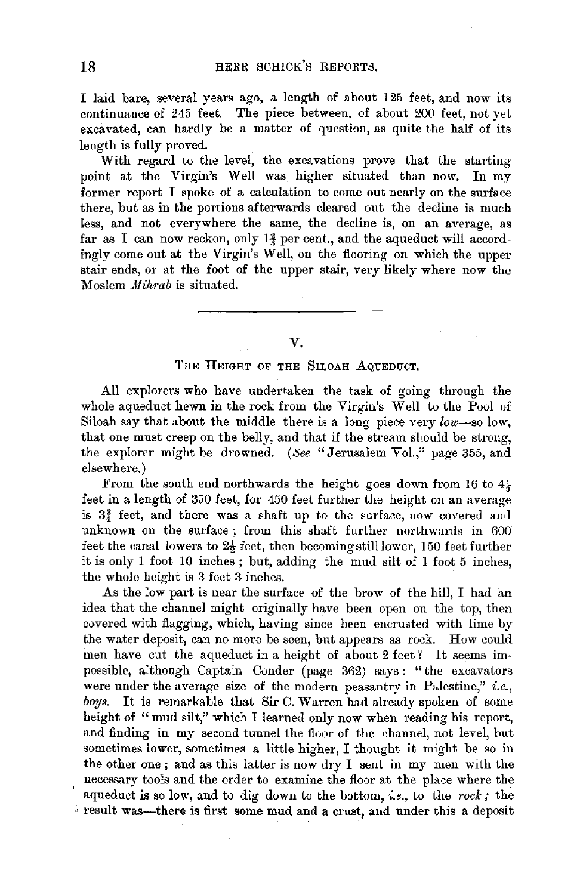I laid bare, several years ago, a length of about 125 feet, and now its continuance of 245 feet. The piece between, of about 200 feet, not yet excavated, can hardly be a matter of question, as quite the half of its length is fully proved.

With regard to the level, the excavations prove that the starting point at the Virgin's Well was higher situated than now. In my former report I spoke of a calculation to come out nearly on the surface there, but as in the portions afterwards cleared out the decline is much less, and not everywhere the same, the decline is, on an average, as far as I can now reckon, only $1\frac{3}{8}$ per cent., and the aqueduct will accordingly come out at the Virgin's Well, on the flooring on which the upper stair ends, or at the foot of the upper stair, very likely where now the Moslem *Mihrab* is situated.

---

## V.

### The Height of the Siloah Aqueduct.

All explorers who have undertaken the task of going through the whole aqueduct hewn in the rock from the Virgin's Well to the Pool of Siloah say that about the middle there is a long piece very *low*—so low, that one must creep on the belly, and that if the stream should be strong, the explorer might be drowned. (*See* "Jerusalem Vol.," page 355, and elsewhere.)

From the south end northwards the height goes down from 16 to $4\frac{1}{3}$ feet in a length of 350 feet, for 450 feet further the height on an average is $3\frac{3}{4}$ feet, and there was a shaft up to the surface, now covered and unknown on the surface; from this shaft further northwards in 600 feet the canal lowers to $2\frac{1}{2}$ feet, then becoming still lower, 150 feet further it is only 1 foot 10 inches; but, adding the mud silt of 1 foot 5 inches, the whole height is 3 feet 3 inches.

As the low part is near the surface of the brow of the hill, I had an idea that the channel might originally have been open on the top, then covered with flagging, which, having since been encrusted with lime by the water deposit, can no more be seen, but appears as rock. How could men have cut the aqueduct in a height of about 2 feet? It seems impossible, although Captain Conder (page 362) says: "the excavators were under the average size of the modern peasantry in Palestine," *i.e.*, *boys*. It is remarkable that Sir C. Warren had already spoken of some height of "mud silt," which I learned only now when reading his report, and finding in my second tunnel the floor of the channel, not level, but sometimes lower, sometimes a little higher, I thought it might be so in the other one; and as this latter is now dry I sent in my men with the necessary tools and the order to examine the floor at the place where the aqueduct is so low, and to dig down to the bottom, *i.e.*, to the *rock*; the result was—there is first some mud and a crust, and under this a deposit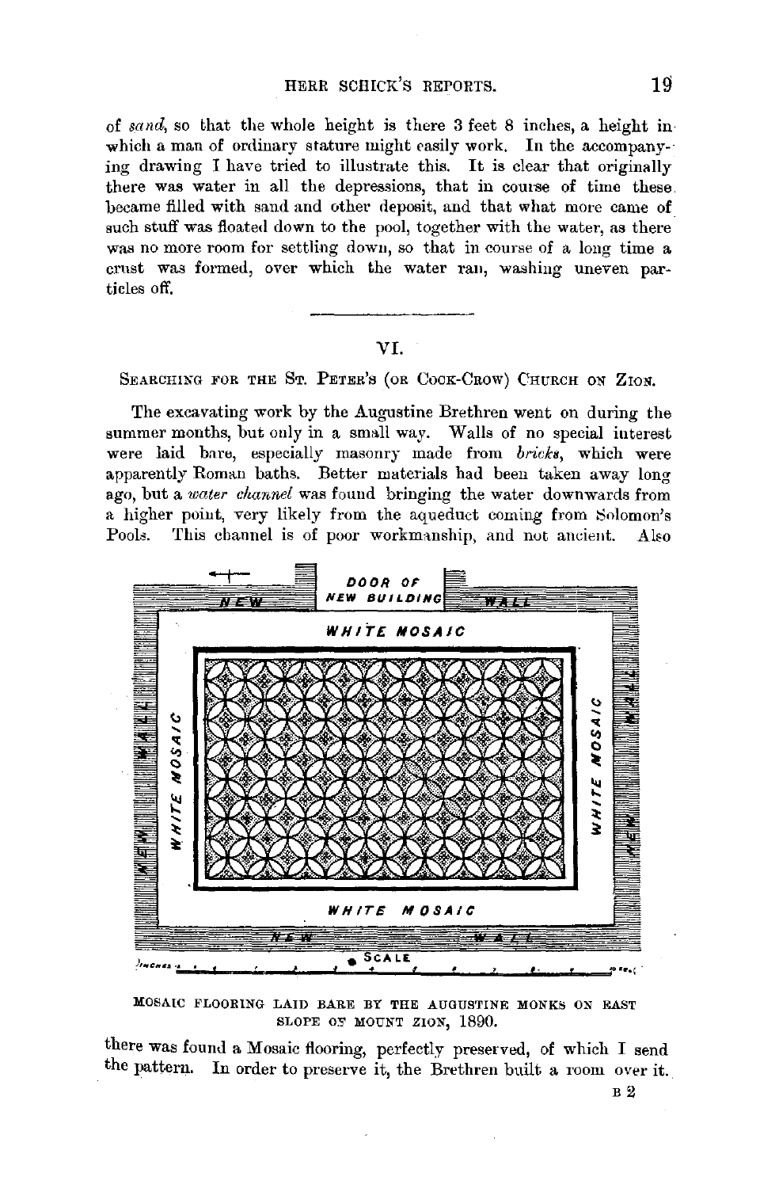of *sand*, so that the whole height is there 3 feet 8 inches, a height in which a man of ordinary stature might easily work. In the accompanying drawing I have tried to illustrate this. It is clear that originally there was water in all the depressions, that in course of time these became filled with sand and other deposit, and that what more came of such stuff was floated down to the pool, together with the water, as there was no more room for settling down, so that in course of a long time a crust was formed, over which the water ran, washing uneven particles off.

---

## VI.

### SEARCHING FOR THE ST. PETER'S (OR COCK-CROW) CHURCH ON ZION.

The excavating work by the Augustine Brethren went on during the summer months, but only in a small way. Walls of no special interest were laid bare, especially masonry made from *bricks*, which were apparently Roman baths. Better materials had been taken away long ago, but a *water channel* was found bringing the water downwards from a higher point, very likely from the aqueduct coming from Solomon's Pools. This channel is of poor workmanship, and not ancient. Also

DOOR OF NEW BUILDING

NEW WALL

WHITE MOSAIC

WHITE MOSAIC

WHITE MOSAIC

WHITE MOSAIC

NEW WALL

NEW WALL

NEW WALL

INCHES SCALE FEET

MOSAIC FLOORING LAID BARE BY THE AUGUSTINE MONKS ON EAST SLOPE OF MOUNT ZION, 1890.

there was found a Mosaic flooring, perfectly preserved, of which I send the pattern. In order to preserve it, the Brethren built a room over it.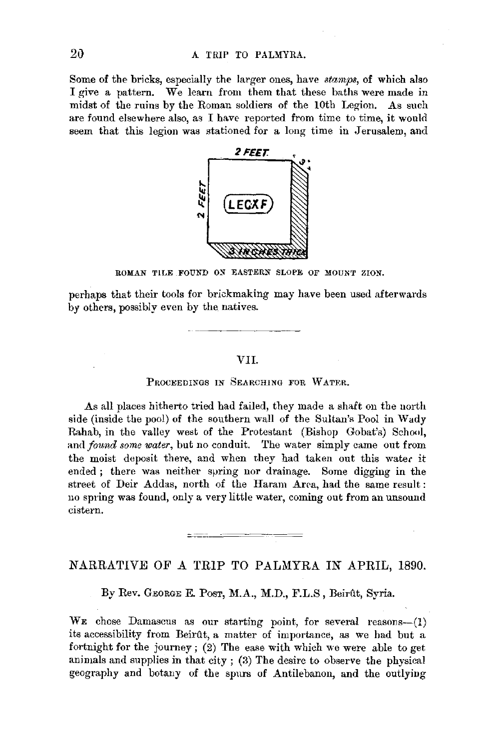Some of the bricks, especially the larger ones, have *stamps*, of which also I give a pattern. We learn from them that these baths were made in midst of the ruins by the Roman soldiers of the 10th Legion. As such are found elsewhere also, as I have reported from time to time, it would seem that this legion was stationed for a long time in Jerusalem, and

2 FEET

2 FEET

3"

LEGXF

3 INCHES THICK

ROMAN TILE FOUND ON EASTERN SLOPE OF MOUNT ZION.

perhaps that their tools for brickmaking may have been used afterwards by others, possibly even by the natives.

---

## VII.

### Proceedings in Searching for Water.

As all places hitherto tried had failed, they made a shaft on the north side (inside the pool) of the southern wall of the Sultan's Pool in Wady Rahab, in the valley west of the Protestant (Bishop Gobat's) School, and *found some water*, but no conduit. The water simply came out from the moist deposit there, and when they had taken out this water it ended; there was neither spring nor drainage. Some digging in the street of Deir Addas, north of the Haram Area, had the same result: no spring was found, only a very little water, coming out from an unsound cistern.

---

# NARRATIVE OF A TRIP TO PALMYRA IN APRIL, 1890.

By Rev. George E. Post, M.A., M.D., F.L.S, Beirût, Syria.

We chose Damascus as our starting point, for several reasons—(1) its accessibility from Beirût, a matter of importance, as we had but a fortnight for the journey; (2) The ease with which we were able to get animals and supplies in that city; (3) The desire to observe the physical geography and botany of the spurs of Antilebanon, and the outlying